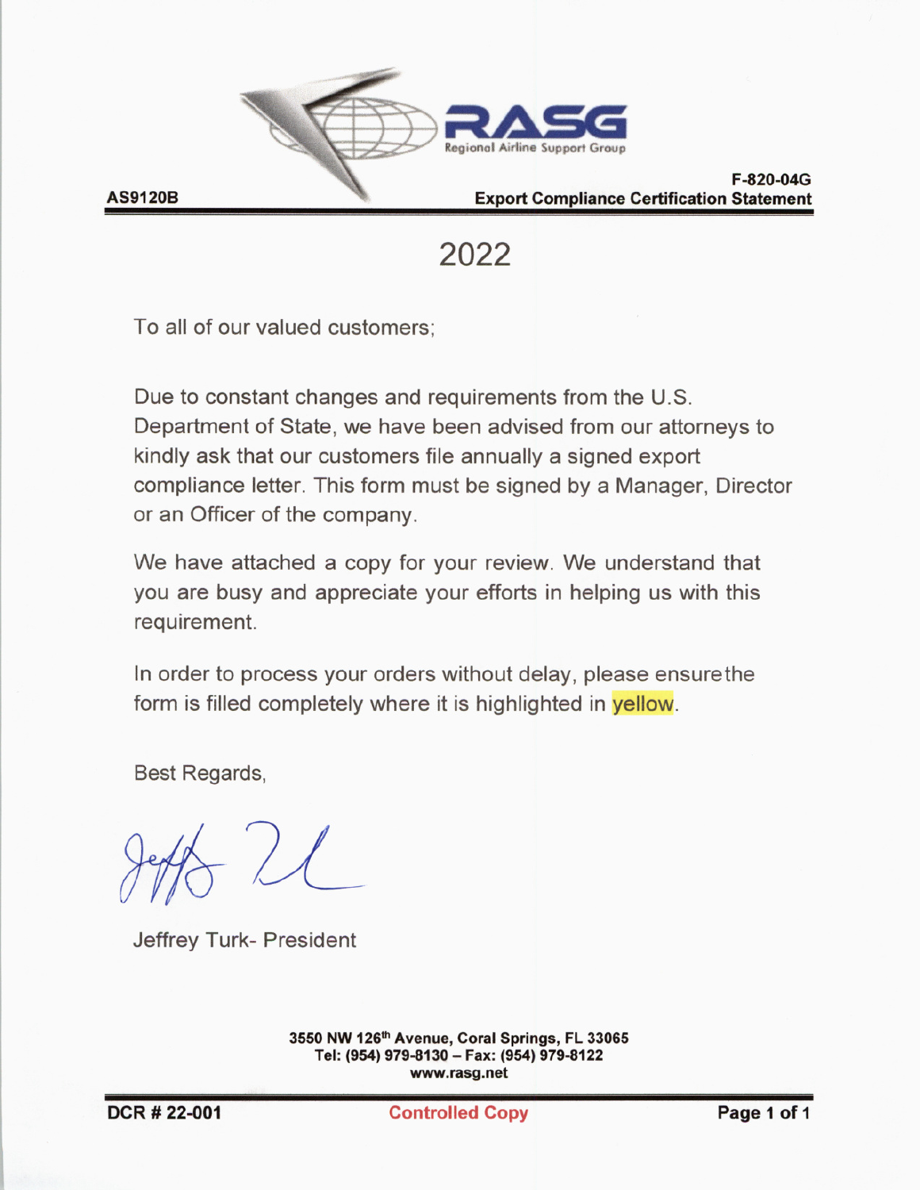**RASG**
Regional Airline Support Group

**AS9120B**

**F-820-04G**
**Export Compliance Certification Statement**

# 2022

To all of our valued customers;

Due to constant changes and requirements from the U.S. Department of State, we have been advised from our attorneys to kindly ask that our customers file annually a signed export compliance letter. This form must be signed by a Manager, Director or an Officer of the company.

We have attached a copy for your review. We understand that you are busy and appreciate your efforts in helping us with this requirement.

In order to process your orders without delay, please ensure the form is filled completely where it is highlighted in yellow.

Best Regards,

Jeffrey Turk- President

**3550 NW 126th Avenue, Coral Springs, FL 33065**
**Tel: (954) 979-8130 – Fax: (954) 979-8122**
**www.rasg.net**

**DCR # 22-001** **Controlled Copy**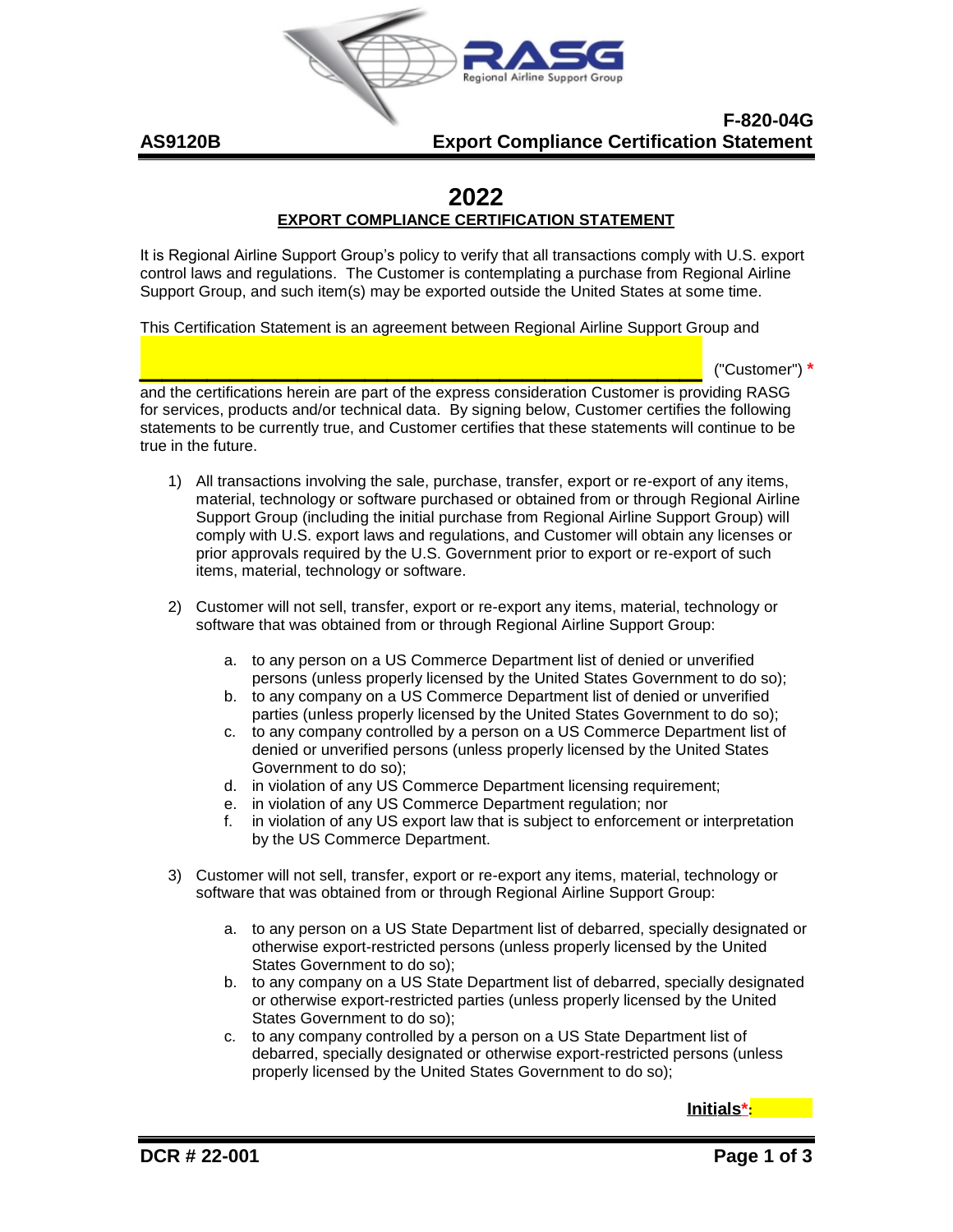# 2022

## EXPORT COMPLIANCE CERTIFICATION STATEMENT

It is Regional Airline Support Group's policy to verify that all transactions comply with U.S. export control laws and regulations. The Customer is contemplating a purchase from Regional Airline Support Group, and such item(s) may be exported outside the United States at some time.

This Certification Statement is an agreement between Regional Airline Support Group and

_______________________________________________ ("Customer") *

and the certifications herein are part of the express consideration Customer is providing RASG for services, products and/or technical data. By signing below, Customer certifies the following statements to be currently true, and Customer certifies that these statements will continue to be true in the future.

1) All transactions involving the sale, purchase, transfer, export or re-export of any items, material, technology or software purchased or obtained from or through Regional Airline Support Group (including the initial purchase from Regional Airline Support Group) will comply with U.S. export laws and regulations, and Customer will obtain any licenses or prior approvals required by the U.S. Government prior to export or re-export of such items, material, technology or software.

2) Customer will not sell, transfer, export or re-export any items, material, technology or software that was obtained from or through Regional Airline Support Group:

   a. to any person on a US Commerce Department list of denied or unverified persons (unless properly licensed by the United States Government to do so);
   b. to any company on a US Commerce Department list of denied or unverified parties (unless properly licensed by the United States Government to do so);
   c. to any company controlled by a person on a US Commerce Department list of denied or unverified persons (unless properly licensed by the United States Government to do so);
   d. in violation of any US Commerce Department licensing requirement;
   e. in violation of any US Commerce Department regulation; nor
   f. in violation of any US export law that is subject to enforcement or interpretation by the US Commerce Department.

3) Customer will not sell, transfer, export or re-export any items, material, technology or software that was obtained from or through Regional Airline Support Group:

   a. to any person on a US State Department list of debarred, specially designated or otherwise export-restricted persons (unless properly licensed by the United States Government to do so);
   b. to any company on a US State Department list of debarred, specially designated or otherwise export-restricted parties (unless properly licensed by the United States Government to do so);
   c. to any company controlled by a person on a US State Department list of debarred, specially designated or otherwise export-restricted persons (unless properly licensed by the United States Government to do so);

**Initials*:** ________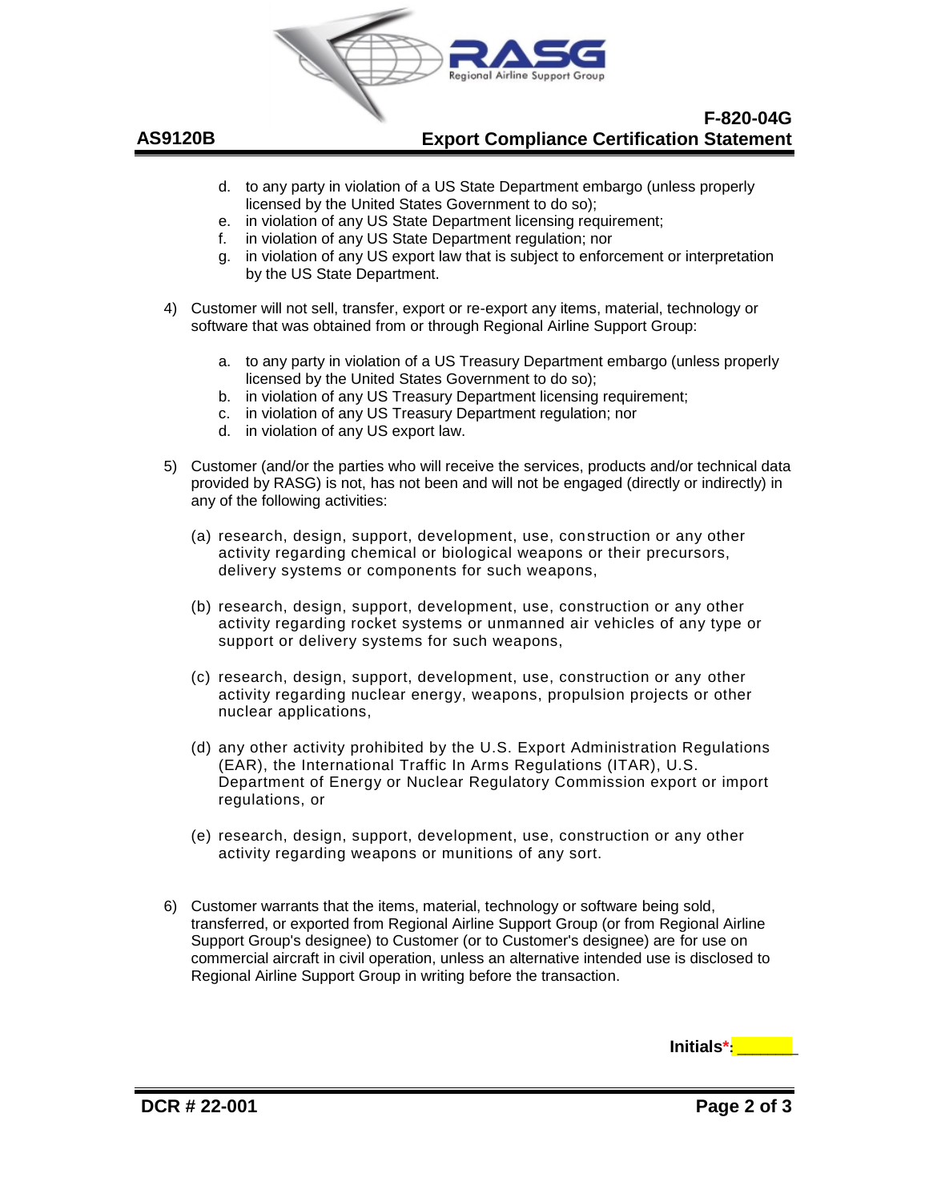d. to any party in violation of a US State Department embargo (unless properly licensed by the United States Government to do so);
e. in violation of any US State Department licensing requirement;
f. in violation of any US State Department regulation; nor
g. in violation of any US export law that is subject to enforcement or interpretation by the US State Department.

4) Customer will not sell, transfer, export or re-export any items, material, technology or software that was obtained from or through Regional Airline Support Group:

   a. to any party in violation of a US Treasury Department embargo (unless properly licensed by the United States Government to do so);
   b. in violation of any US Treasury Department licensing requirement;
   c. in violation of any US Treasury Department regulation; nor
   d. in violation of any US export law.

5) Customer (and/or the parties who will receive the services, products and/or technical data provided by RASG) is not, has not been and will not be engaged (directly or indirectly) in any of the following activities:

   (a) research, design, support, development, use, construction or any other activity regarding chemical or biological weapons or their precursors, delivery systems or components for such weapons,

   (b) research, design, support, development, use, construction or any other activity regarding rocket systems or unmanned air vehicles of any type or support or delivery systems for such weapons,

   (c) research, design, support, development, use, construction or any other activity regarding nuclear energy, weapons, propulsion projects or other nuclear applications,

   (d) any other activity prohibited by the U.S. Export Administration Regulations (EAR), the International Traffic In Arms Regulations (ITAR), U.S. Department of Energy or Nuclear Regulatory Commission export or import regulations, or

   (e) research, design, support, development, use, construction or any other activity regarding weapons or munitions of any sort.

6) Customer warrants that the items, material, technology or software being sold, transferred, or exported from Regional Airline Support Group (or from Regional Airline Support Group's designee) to Customer (or to Customer's designee) are for use on commercial aircraft in civil operation, unless an alternative intended use is disclosed to Regional Airline Support Group in writing before the transaction.

**Initials*:** ______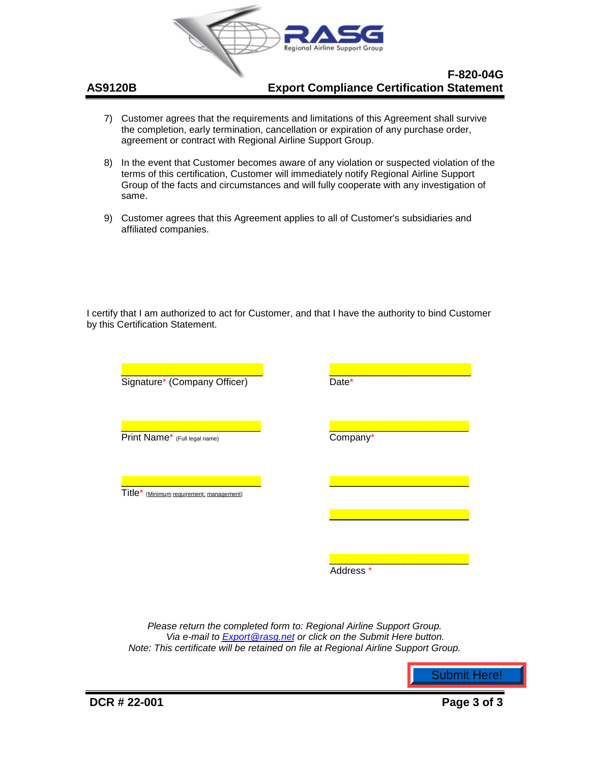7) Customer agrees that the requirements and limitations of this Agreement shall survive the completion, early termination, cancellation or expiration of any purchase order, agreement or contract with Regional Airline Support Group.

8) In the event that Customer becomes aware of any violation or suspected violation of the terms of this certification, Customer will immediately notify Regional Airline Support Group of the facts and circumstances and will fully cooperate with any investigation of same.

9) Customer agrees that this Agreement applies to all of Customer's subsidiaries and affiliated companies.

I certify that I am authorized to act for Customer, and that I have the authority to bind Customer by this Certification Statement.

| | |
|---|---|
| ______________________ Signature* (Company Officer) | ______________________ Date* |
| ______________________ Print Name* (Full legal name) | ______________________ Company* |
| ______________________ Title* (Minimum requirement: management) | ______________________ |
| | ______________________ |
| | ______________________ Address * |

*Please return the completed form to: Regional Airline Support Group.*
*Via e-mail to [Export@rasg.net](mailto:Export@rasg.net) or click on the Submit Here button.*
*Note: This certificate will be retained on file at Regional Airline Support Group.*

Submit Here!

DCR # 22-001